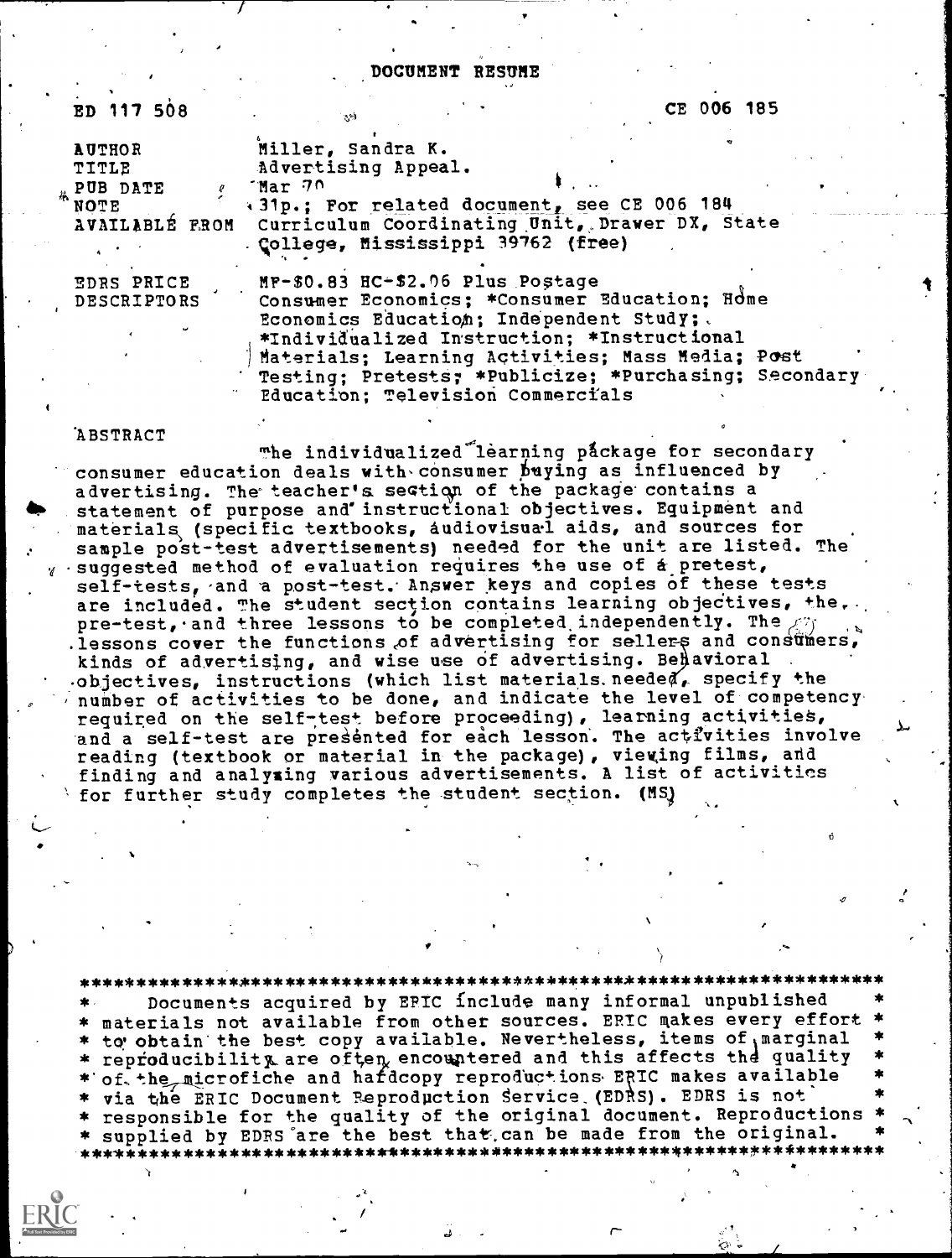# DOCUMENT RESUME

| | |
|---|---|
| ED 117 508 | CE 006 185 |
| AUTHOR | Miller, Sandra K. |
| TITLE | Advertising Appeal. |
| PUB DATE | Mar 70 |
| NOTE | 31p.; For related document, see CE 006 184 |
| AVAILABLE FROM | Curriculum Coordinating Unit, Drawer DX, State College, Mississippi 39762 (free) |
| EDRS PRICE | MF-$0.83 HC-$2.06 Plus Postage |
| DESCRIPTORS | Consumer Economics; *Consumer Education; Home Economics Education; Independent Study; *Individualized Instruction; *Instructional Materials; Learning Activities; Mass Media; Post Testing; Pretests; *Publicize; *Purchasing; Secondary Education; Television Commercials |

## ABSTRACT

The individualized learning package for secondary consumer education deals with consumer buying as influenced by advertising. The teacher's section of the package contains a statement of purpose and instructional objectives. Equipment and materials (specific textbooks, audiovisual aids, and sources for sample post-test advertisements) needed for the unit are listed. The suggested method of evaluation requires the use of a pretest, self-tests, and a post-test. Answer keys and copies of these tests are included. The student section contains learning objectives, the pre-test, and three lessons to be completed independently. The lessons cover the functions of advertising for sellers and consumers, kinds of advertising, and wise use of advertising. Behavioral objectives, instructions (which list materials needed, specify the number of activities to be done, and indicate the level of competency required on the self-test before proceeding), learning activities, and a self-test are presented for each lesson. The activities involve reading (textbook or material in the package), viewing films, and finding and analyzing various advertisements. A list of activities for further study completes the student section. (MS)

***

Documents acquired by ERIC include many informal unpublished materials not available from other sources. ERIC makes every effort to obtain the best copy available. Nevertheless, items of marginal reproducibility are often encountered and this affects the quality of the microfiche and hardcopy reproductions ERIC makes available via the ERIC Document Reproduction Service (EDRS). EDRS is not responsible for the quality of the original document. Reproductions supplied by EDRS are the best that can be made from the original.

***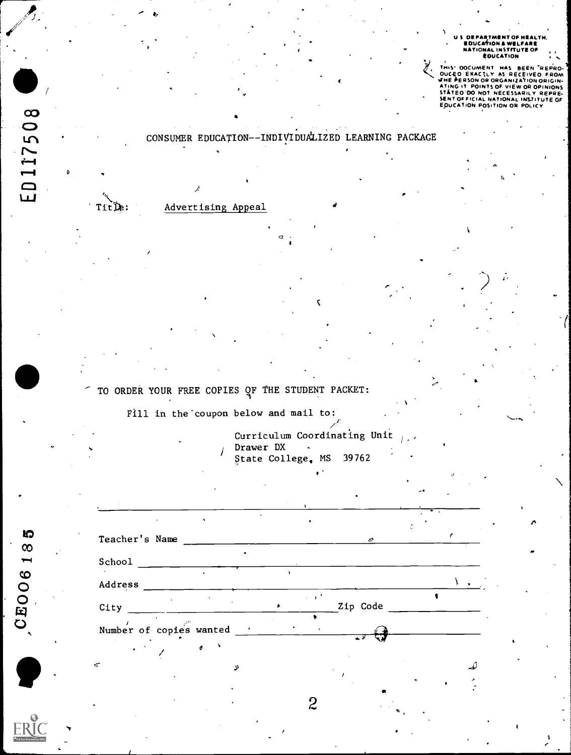U S DEPARTMENT OF HEALTH, EDUCATION & WELFARE
NATIONAL INSTITUTE OF EDUCATION

THIS DOCUMENT HAS BEEN REPRODUCED EXACTLY AS RECEIVED FROM THE PERSON OR ORGANIZATION ORIGINATING IT. POINTS OF VIEW OR OPINIONS STATED DO NOT NECESSARILY REPRESENT OFFICIAL NATIONAL INSTITUTE OF EDUCATION POSITION OR POLICY

ED117508

# CONSUMER EDUCATION--INDIVIDUALIZED LEARNING PACKAGE

Title: Advertising Appeal

TO ORDER YOUR FREE COPIES OF THE STUDENT PACKET:

Fill in the coupon below and mail to:

Curriculum Coordinating Unit
Drawer DX
State College, MS 39762

---

Teacher's Name ______________________________

School ______________________________

Address ______________________________

City ______________________ Zip Code ____________

Number of copies wanted ______________________

CE006185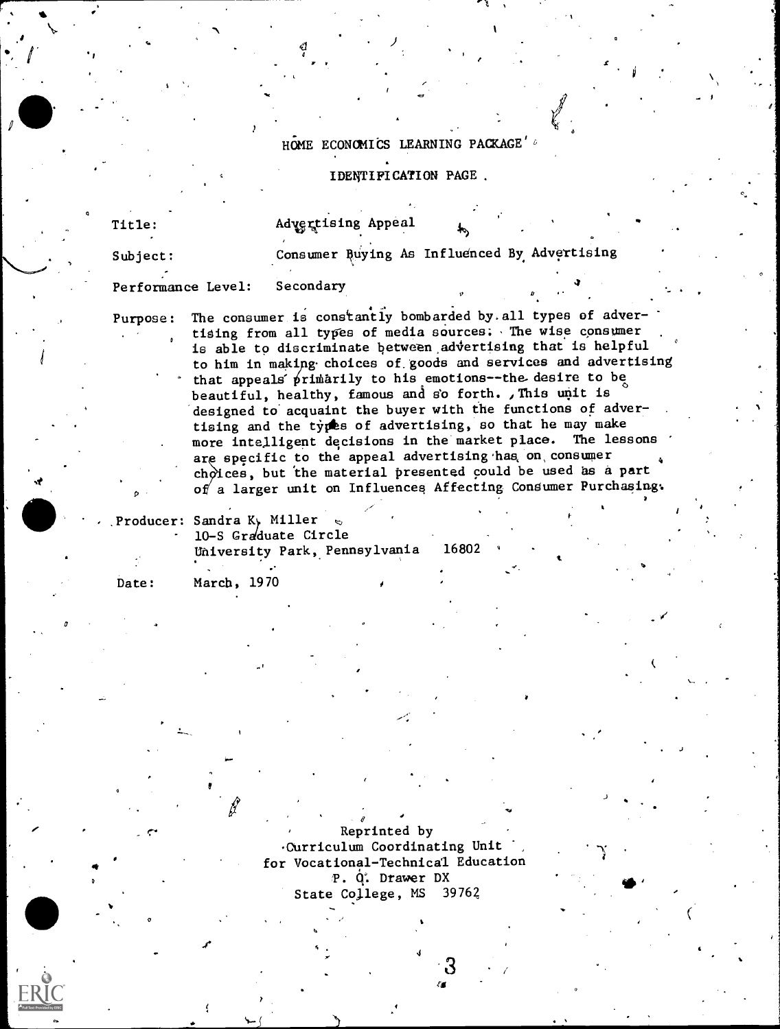# HOME ECONOMICS LEARNING PACKAGE

## IDENTIFICATION PAGE

**Title:** Advertising Appeal

**Subject:** Consumer Buying As Influenced By Advertising

**Performance Level:** Secondary

**Purpose:** The consumer is constantly bombarded by all types of advertising from all types of media sources. The wise consumer is able to discriminate between advertising that is helpful to him in making choices of goods and services and advertising that appeals primarily to his emotions--the desire to be beautiful, healthy, famous and so forth. This unit is designed to acquaint the buyer with the functions of advertising and the types of advertising, so that he may make more intelligent decisions in the market place. The lessons are specific to the appeal advertising has on consumer choices, but the material presented could be used as a part of a larger unit on Influences Affecting Consumer Purchasing.

**Producer:** Sandra K. Miller
10-S Graduate Circle
University Park, Pennsylvania 16802

**Date:** March, 1970

Reprinted by
Curriculum Coordinating Unit
for Vocational-Technical Education
P. O. Drawer DX
State College, MS 39762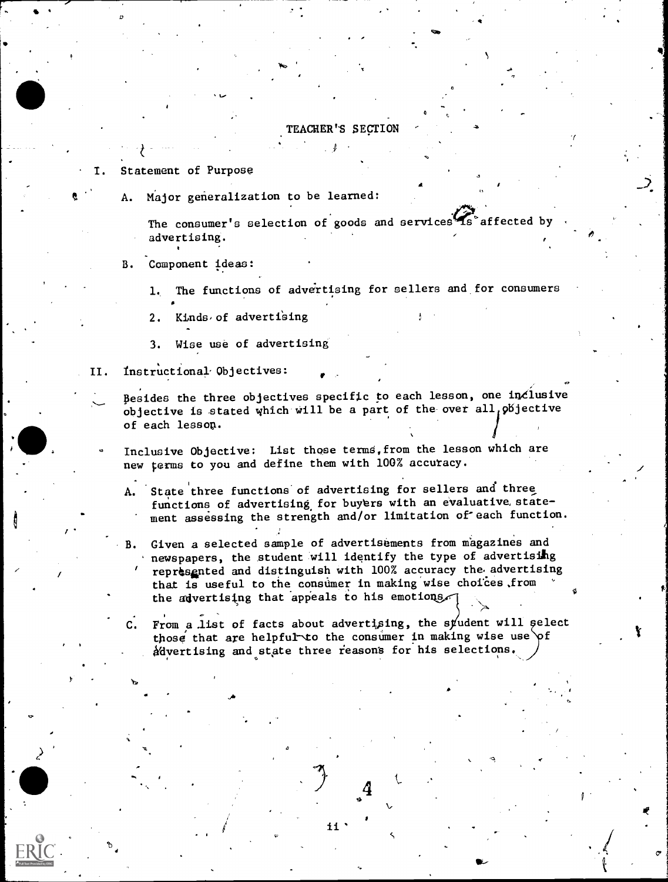## TEACHER'S SECTION

I. Statement of Purpose

   A. Major generalization to be learned:

      The consumer's selection of goods and services is affected by advertising.

   B. Component ideas:

      1. The functions of advertising for sellers and for consumers

      2. Kinds of advertising

      3. Wise use of advertising

II. Instructional Objectives:

   Besides the three objectives specific to each lesson, one inclusive objective is stated which will be a part of the over all objective of each lesson.

   Inclusive Objective: List those terms from the lesson which are new terms to you and define them with 100% accuracy.

   A. State three functions of advertising for sellers and three functions of advertising for buyers with an evaluative statement assessing the strength and/or limitation of each function.

   B. Given a selected sample of advertisements from magazines and newspapers, the student will identify the type of advertising represented and distinguish with 100% accuracy the advertising that is useful to the consumer in making wise choices from the advertising that appeals to his emotions.

   C. From a list of facts about advertising, the student will select those that are helpful to the consumer in making wise use of advertising and state three reasons for his selections.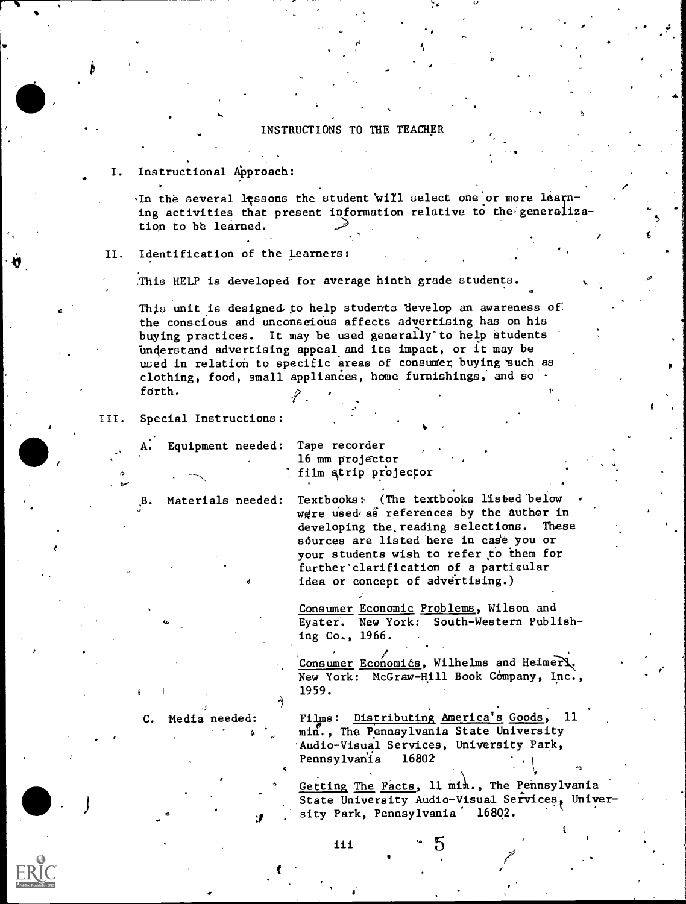# INSTRUCTIONS TO THE TEACHER

I. Instructional Approach:

In the several lessons the student will select one or more learning activities that present information relative to the generalization to be learned.

II. Identification of the Learners:

This HELP is developed for average ninth grade students.

This unit is designed to help students develop an awareness of the conscious and unconscious affects advertising has on his buying practices. It may be used generally to help students understand advertising appeal and its impact, or it may be used in relation to specific areas of consumer buying such as clothing, food, small appliances, home furnishings, and so forth.

III. Special Instructions:

A. Equipment needed: Tape recorder
16 mm projector
film strip projector

B. Materials needed: Textbooks: (The textbooks listed below were used as references by the author in developing the reading selections. These sources are listed here in case you or your students wish to refer to them for further clarification of a particular idea or concept of advertising.)

Consumer Economic Problems, Wilson and Eyster. New York: South-Western Publishing Co., 1966.

Consumer Economics, Wilhelms and Heimerl. New York: McGraw-Hill Book Company, Inc., 1959.

C. Media needed: Films: Distributing America's Goods, 11 min., The Pennsylvania State University Audio-Visual Services, University Park, Pennsylvania 16802

Getting The Facts, 11 min., The Pennsylvania State University Audio-Visual Services, University Park, Pennsylvania 16802.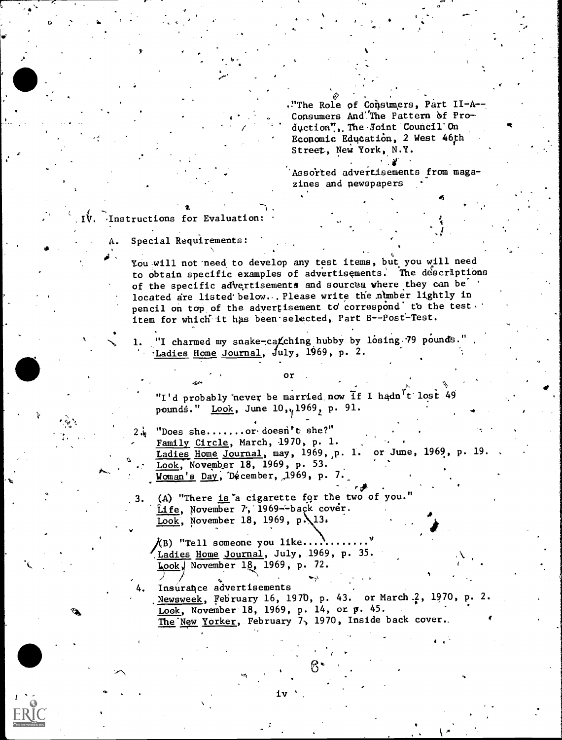"The Role of Consumers, Part II-A--Consumers And The Pattern of Production", The Joint Council On Economic Education, 2 West 46th Street, New York, N.Y.

Assorted advertisements from magazines and newspapers

IV. Instructions for Evaluation:

A. Special Requirements:

You will not need to develop any test items, but you will need to obtain specific examples of advertisements. The descriptions of the specific advertisements and sources where they can be located are listed below. Please write the number lightly in pencil on top of the advertisement to correspond to the test item for which it has been selected, Part B--Post-Test.

1. "I charmed my snake-catching hubby by losing 79 pounds." Ladies Home Journal, July, 1969, p. 2.

   or

   "I'd probably never be married now if I hadn't lost 49 pounds." Look, June 10, 1969, p. 91.

2. "Does she.......or doesn't she?"
   Family Circle, March, 1970, p. 1.
   Ladies Home Journal, may, 1969, p. 1. or June, 1969, p. 19.
   Look, November 18, 1969, p. 53.
   Woman's Day, December, 1969, p. 7.

3. (A) "There is a cigarette for the two of you."
   Life, November 7, 1969--back cover.
   Look, November 18, 1969, p. 13.

   (B) "Tell someone you like.........."
   Ladies Home Journal, July, 1969, p. 35.
   Look, November 18, 1969, p. 72.

4. Insurance advertisements
   Newsweek, February 16, 1970, p. 43. or March 2, 1970, p. 2.
   Look, November 18, 1969, p. 14, or p. 45.
   The New Yorker, February 7, 1970, Inside back cover.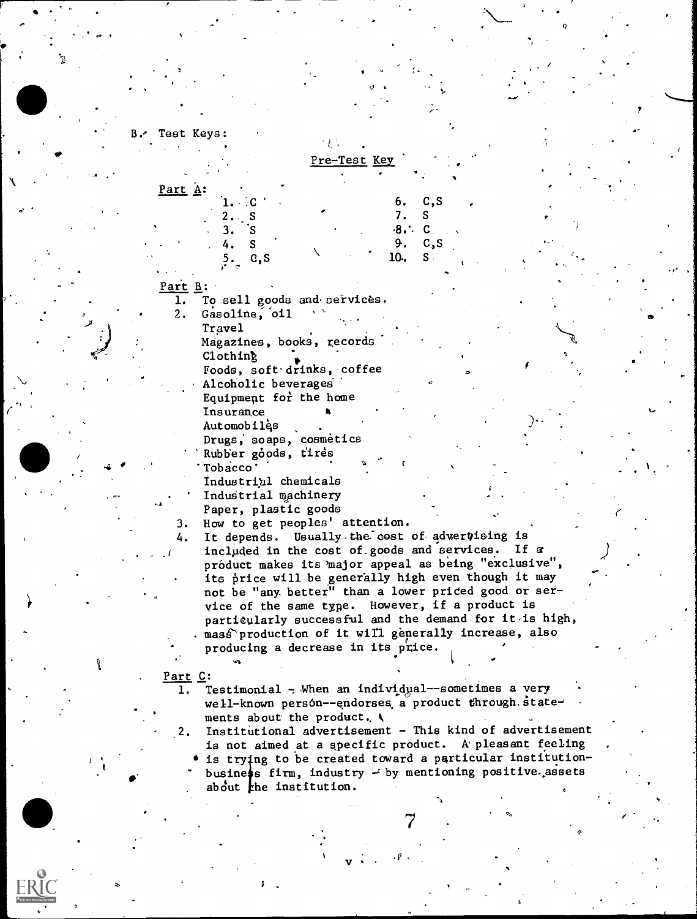B. Test Keys:

## Pre-Test Key

**Part A:**

1. C
2. S
3. S
4. S
5. C,S
6. C,S
7. S
8. C
9. C,S
10. S

**Part B:**

1. To sell goods and services.
2. Gasoline, oil
   Travel
   Magazines, books, records
   Clothing
   Foods, soft drinks, coffee
   Alcoholic beverages
   Equipment for the home
   Insurance
   Automobiles
   Drugs, soaps, cosmetics
   Rubber goods, tires
   Tobacco
   Industrial chemicals
   Industrial machinery
   Paper, plastic goods
3. How to get peoples' attention.
4. It depends. Usually the cost of advertising is included in the cost of goods and services. If a product makes its major appeal as being "exclusive", its price will be generally high even though it may not be "any better" than a lower priced good or service of the same type. However, if a product is particularly successful and the demand for it is high, mass production of it will generally increase, also producing a decrease in its price.

**Part C:**

1. Testimonial - When an individual--sometimes a very well-known person--endorses a product through statements about the product.
2. Institutional advertisement - This kind of advertisement is not aimed at a specific product. A pleasant feeling is trying to be created toward a particular institution-business firm, industry - by mentioning positive assets about the institution.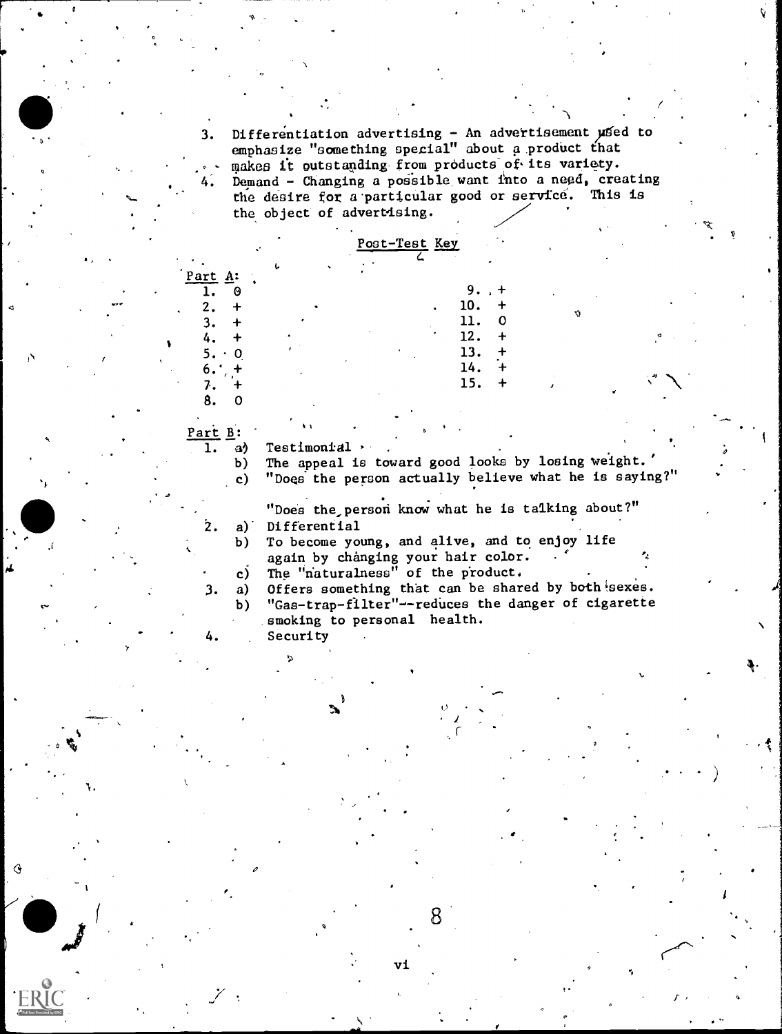3. Differentiation advertising - An advertisement used to emphasize "something special" about a product that makes it outstanding from products of its variety.
4. Demand - Changing a possible want into a need, creating the desire for a particular good or service. This is the object of advertising.

Post-Test Key

Part A:

1. 0
2. +
3. +
4. +
5. 0
6. +
7. +
8. 0
9. +
10. +
11. 0
12. +
13. +
14. +
15. +

Part B:

1. a) Testimonial
   b) The appeal is toward good looks by losing weight.
   c) "Does the person actually believe what he is saying?"

      "Does the person know what he is talking about?"
2. a) Differential
   b) To become young, and alive, and to enjoy life again by changing your hair color.
   c) The "naturalness" of the product.
3. a) Offers something that can be shared by both sexes.
   b) "Gas-trap-filter"--reduces the danger of cigarette smoking to personal health.
4. Security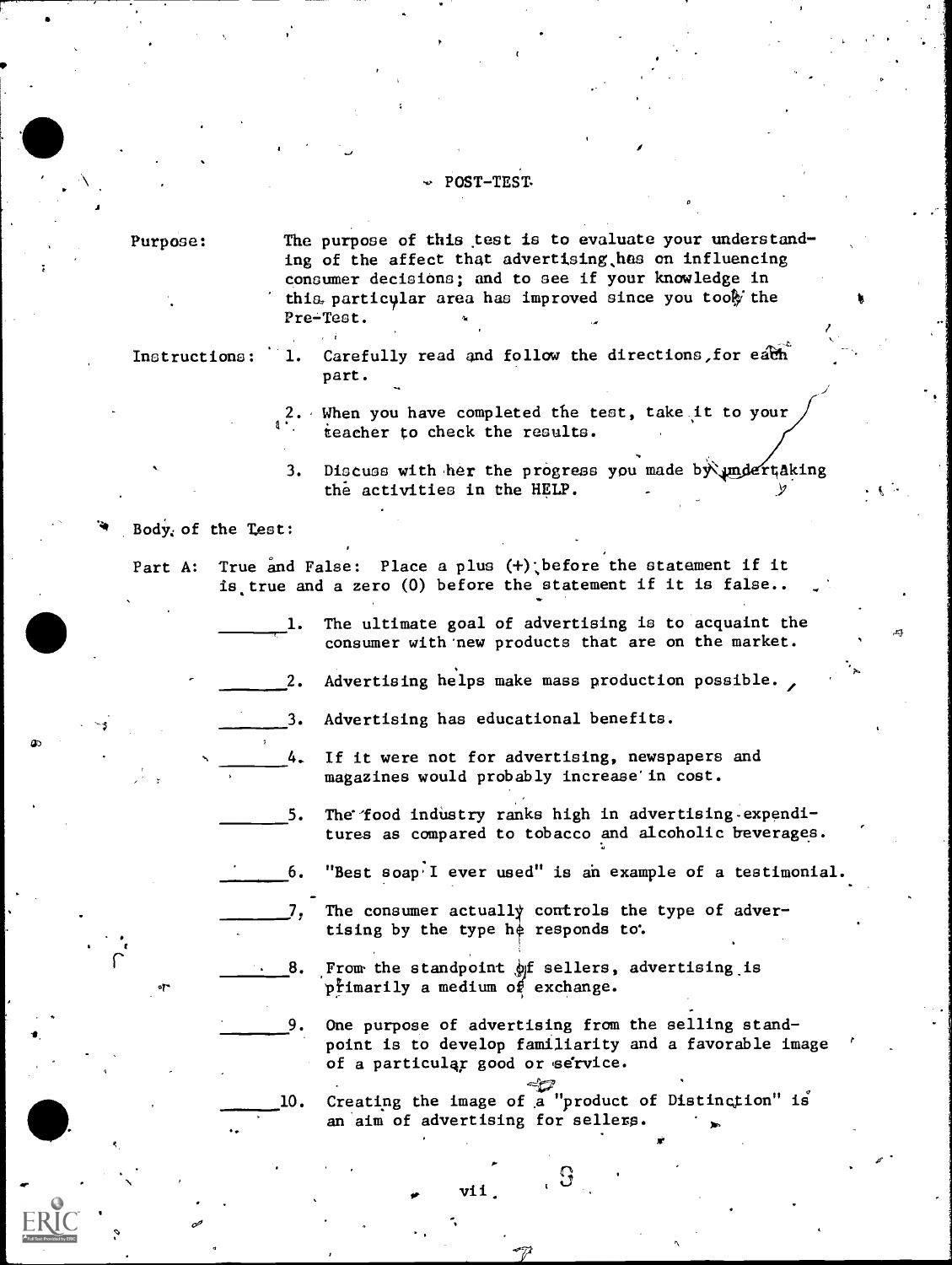# POST-TEST

**Purpose:** The purpose of this test is to evaluate your understanding of the affect that advertising has on influencing consumer decisions; and to see if your knowledge in this particular area has improved since you took the Pre-Test.

**Instructions:**

1. Carefully read and follow the directions for each part.
2. When you have completed the test, take it to your teacher to check the results.
3. Discuss with her the progress you made by undertaking the activities in the HELP.

**Body of the Test:**

**Part A:** True and False: Place a plus (+) before the statement if it is true and a zero (0) before the statement if it is false.

_______ 1. The ultimate goal of advertising is to acquaint the consumer with new products that are on the market.

_______ 2. Advertising helps make mass production possible.

_______ 3. Advertising has educational benefits.

_______ 4. If it were not for advertising, newspapers and magazines would probably increase in cost.

_______ 5. The food industry ranks high in advertising expenditures as compared to tobacco and alcoholic beverages.

_______ 6. "Best soap I ever used" is an example of a testimonial.

_______ 7. The consumer actually controls the type of advertising by the type he responds to.

_______ 8. From the standpoint of sellers, advertising is primarily a medium of exchange.

_______ 9. One purpose of advertising from the selling standpoint is to develop familiarity and a favorable image of a particular good or service.

_______ 10. Creating the image of a "product of Distinction" is an aim of advertising for sellers.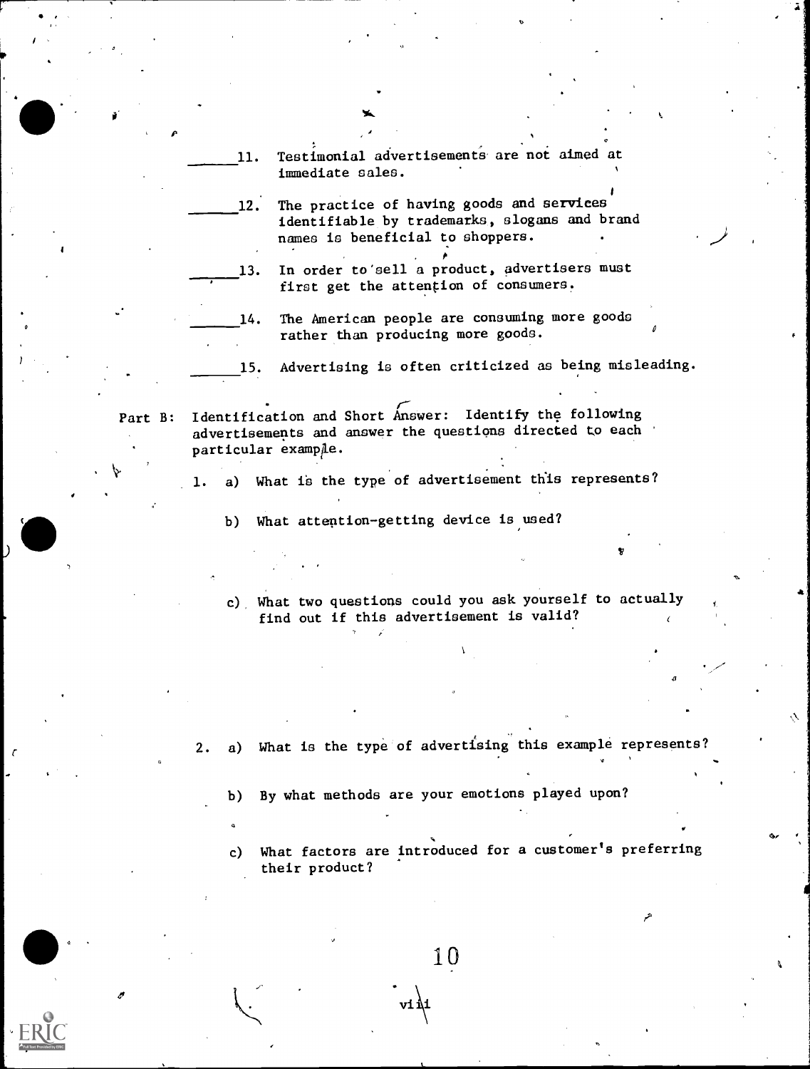______11. Testimonial advertisements are not aimed at immediate sales.

______12. The practice of having goods and services identifiable by trademarks, slogans and brand names is beneficial to shoppers.

______13. In order to sell a product, advertisers must first get the attention of consumers.

______14. The American people are consuming more goods rather than producing more goods.

______15. Advertising is often criticized as being misleading.

Part B: Identification and Short Answer: Identify the following advertisements and answer the questions directed to each particular example.

1. a) What is the type of advertisement this represents?

   b) What attention-getting device is used?

   c) What two questions could you ask yourself to actually find out if this advertisement is valid?

2. a) What is the type of advertising this example represents?

   b) By what methods are your emotions played upon?

   c) What factors are introduced for a customer's preferring their product?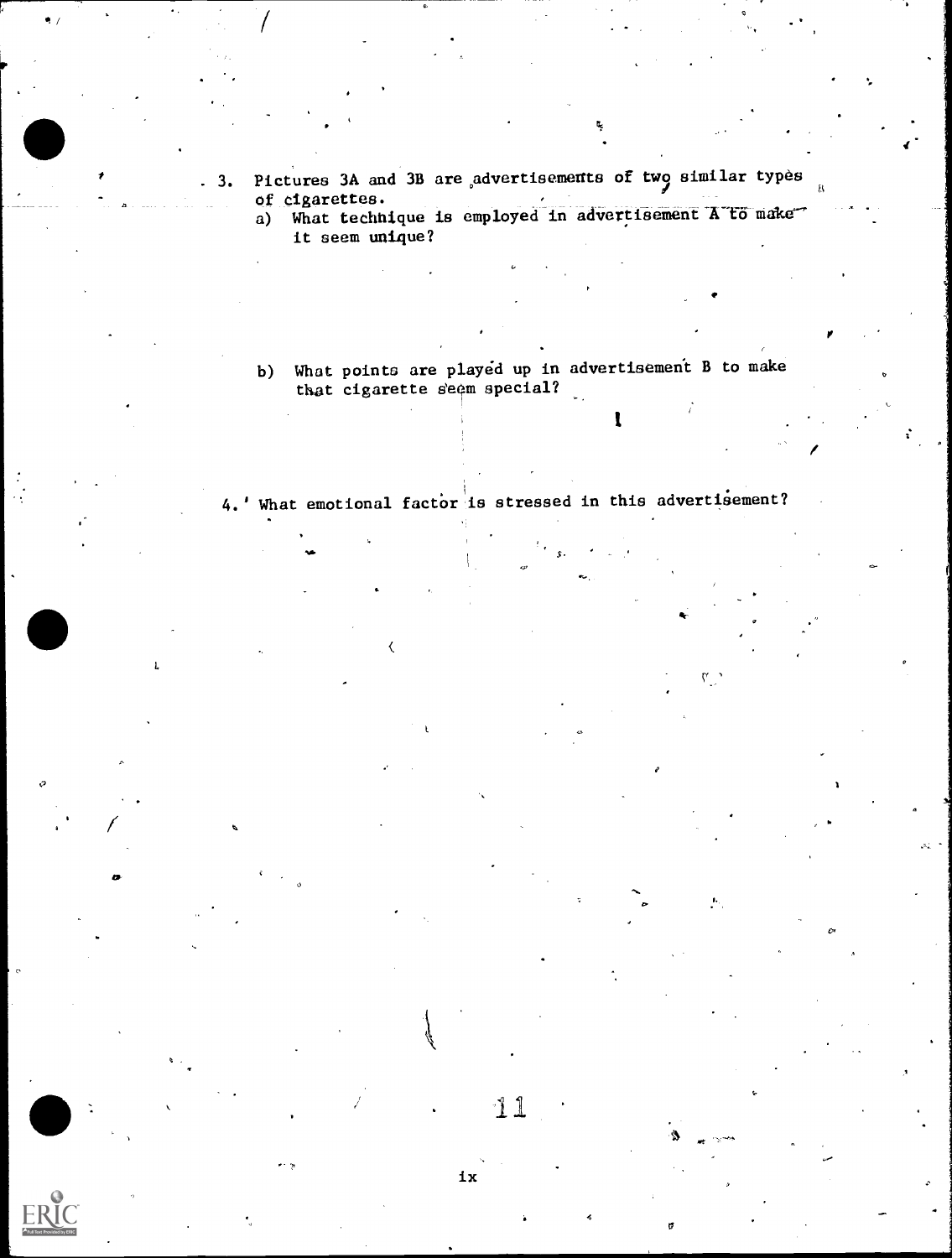3. Pictures 3A and 3B are advertisements of two similar types of cigarettes.

   a) What technique is employed in advertisement A to make it seem unique?

   b) What points are played up in advertisement B to make that cigarette seem special?

4. What emotional factor is stressed in this advertisement?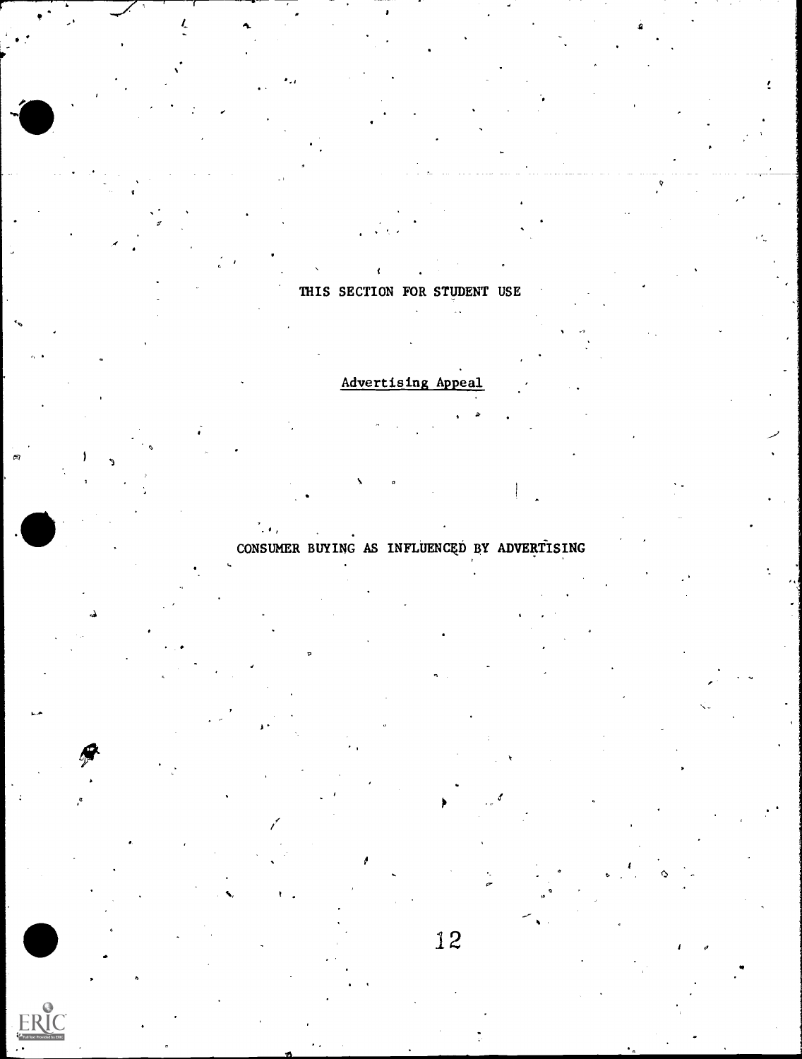THIS SECTION FOR STUDENT USE

Advertising Appeal

CONSUMER BUYING AS INFLUENCED BY ADVERTISING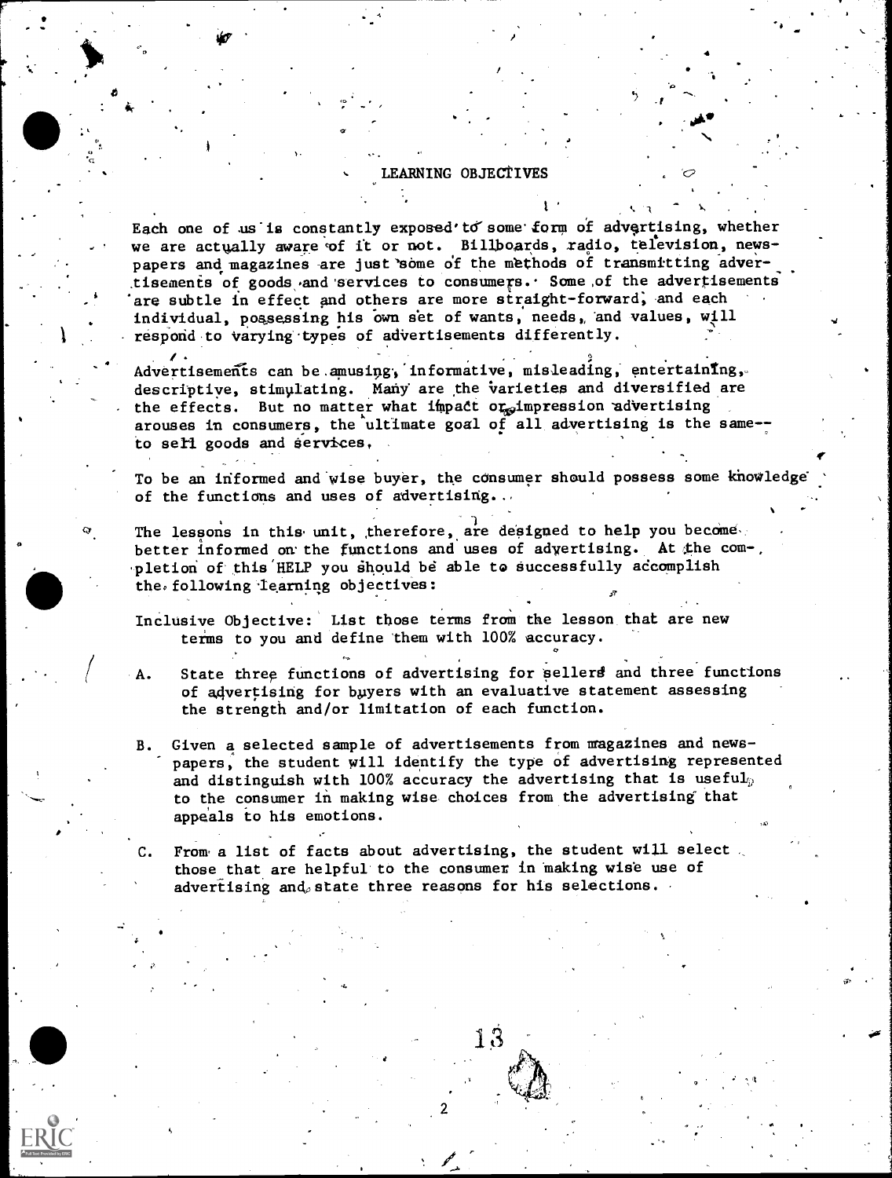# LEARNING OBJECTIVES

Each one of us is constantly exposed to some form of advertising, whether we are actually aware of it or not. Billboards, radio, television, newspapers and magazines are just some of the methods of transmitting advertisements of goods and services to consumers. Some of the advertisements are subtle in effect and others are more straight-forward, and each individual, possessing his own set of wants, needs, and values, will respond to varying types of advertisements differently.

Advertisements can be amusing, informative, misleading, entertaining, descriptive, stimulating. Many are the varieties and diversified are the effects. But no matter what impact or impression advertising arouses in consumers, the ultimate goal of all advertising is the same--to sell goods and services.

To be an informed and wise buyer, the consumer should possess some knowledge of the functions and uses of advertising.

The lessons in this unit, therefore, are designed to help you become better informed on the functions and uses of advertising. At the completion of this HELP you should be able to successfully accomplish the following learning objectives:

Inclusive Objective: List those terms from the lesson that are new terms to you and define them with 100% accuracy.

A. State three functions of advertising for sellers and three functions of advertising for buyers with an evaluative statement assessing the strength and/or limitation of each function.

B. Given a selected sample of advertisements from magazines and newspapers, the student will identify the type of advertising represented and distinguish with 100% accuracy the advertising that is useful to the consumer in making wise choices from the advertising that appeals to his emotions.

C. From a list of facts about advertising, the student will select those that are helpful to the consumer in making wise use of advertising and state three reasons for his selections.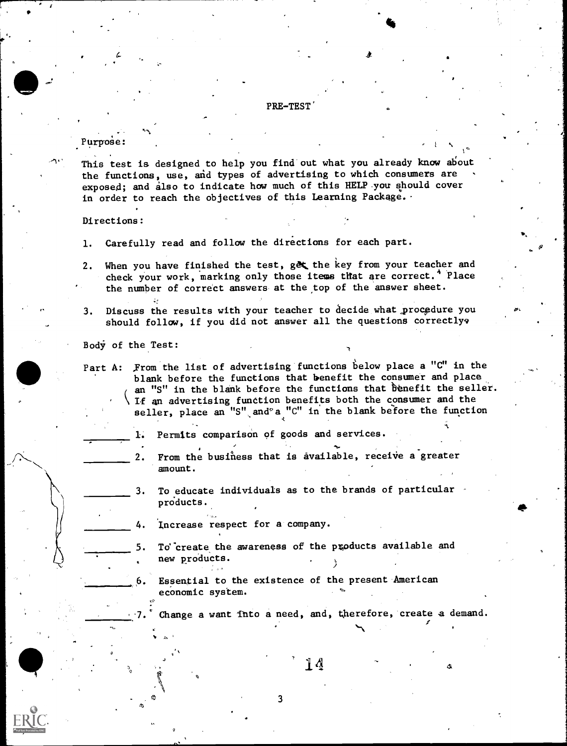# PRE-TEST

Purpose:

This test is designed to help you find out what you already know about the functions, use, and types of advertising to which consumers are exposed; and also to indicate how much of this HELP you should cover in order to reach the objectives of this Learning Package.

Directions:

1. Carefully read and follow the directions for each part.
2. When you have finished the test, get the key from your teacher and check your work, marking only those items that are correct. Place the number of correct answers at the top of the answer sheet.
3. Discuss the results with your teacher to decide what procedure you should follow, if you did not answer all the questions correctly.

Body of the Test:

Part A: From the list of advertising functions below place a "C" in the blank before the functions that benefit the consumer and place an "S" in the blank before the functions that benefit the seller. If an advertising function benefits both the consumer and the seller, place an "S" and a "C" in the blank before the function

_______ 1. Permits comparison of goods and services.

_______ 2. From the business that is available, receive a greater amount.

_______ 3. To educate individuals as to the brands of particular products.

_______ 4. Increase respect for a company.

_______ 5. To create the awareness of the products available and new products.

_______ 6. Essential to the existence of the present American economic system.

_______ 7. Change a want into a need, and, therefore, create a demand.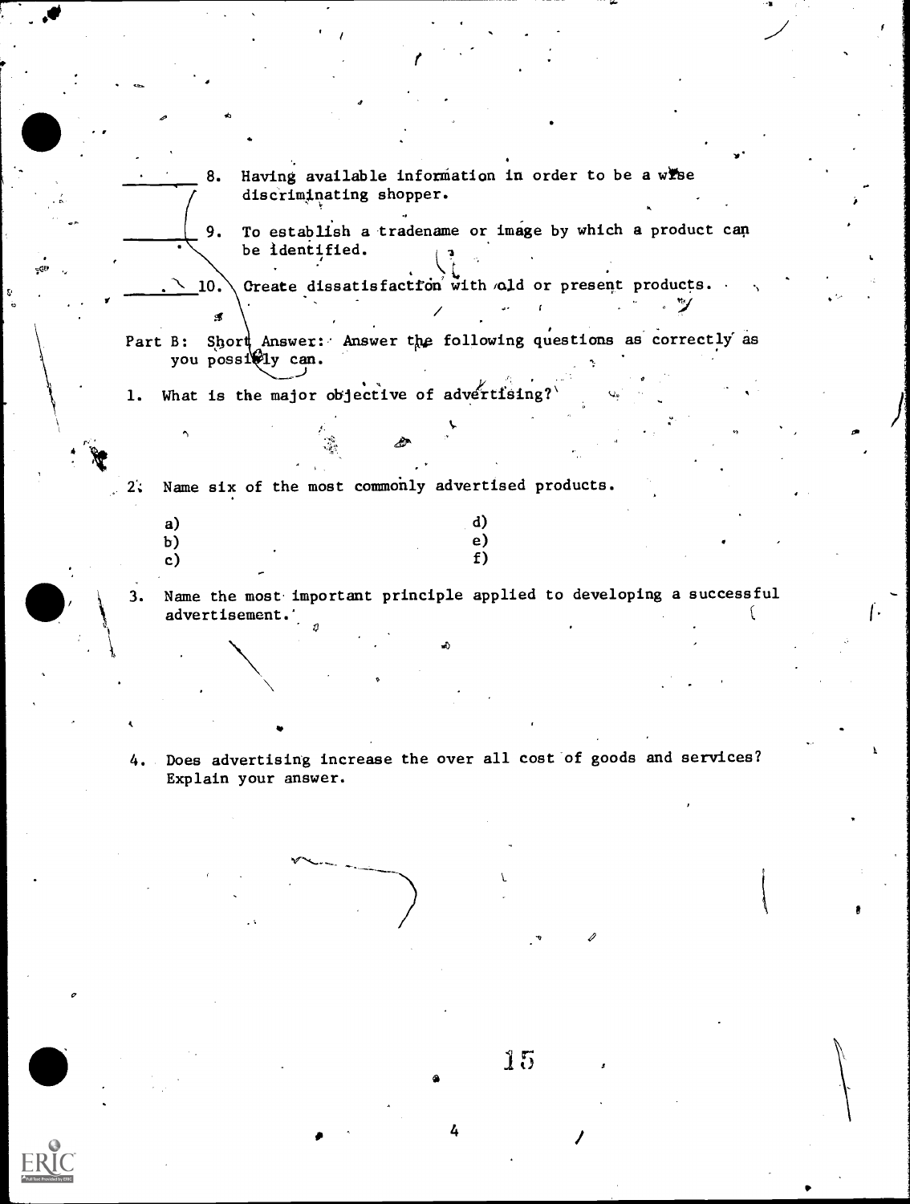_______ 8. Having available information in order to be a wise discriminating shopper.

_______ 9. To establish a tradename or image by which a product can be identified.

_______ 10. Create dissatisfaction with old or present products.

Part B: Short Answer: Answer the following questions as correctly as you possibly can.

1. What is the major objective of advertising?

2. Name six of the most commonly advertised products.

   a)  d)
   b)  e)
   c)  f)

3. Name the most important principle applied to developing a successful advertisement.

4. Does advertising increase the over all cost of goods and services? Explain your answer.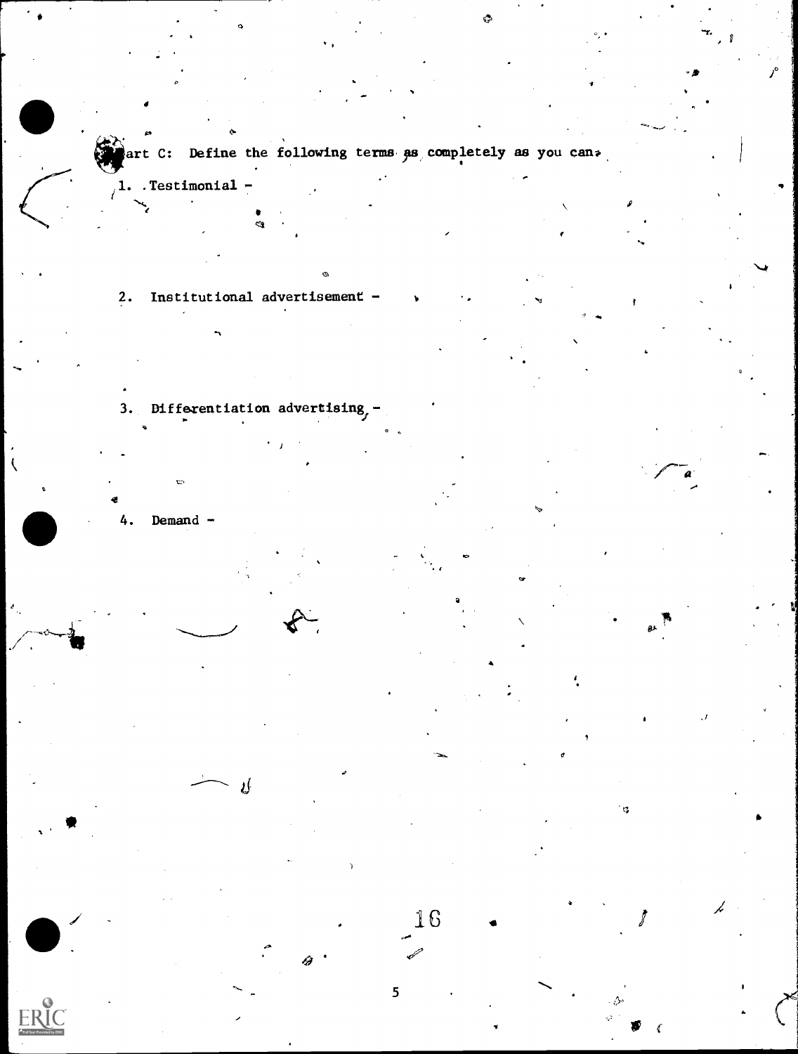Part C: Define the following terms as completely as you can.

1. Testimonial -

2. Institutional advertisement -

3. Differentiation advertising -

4. Demand -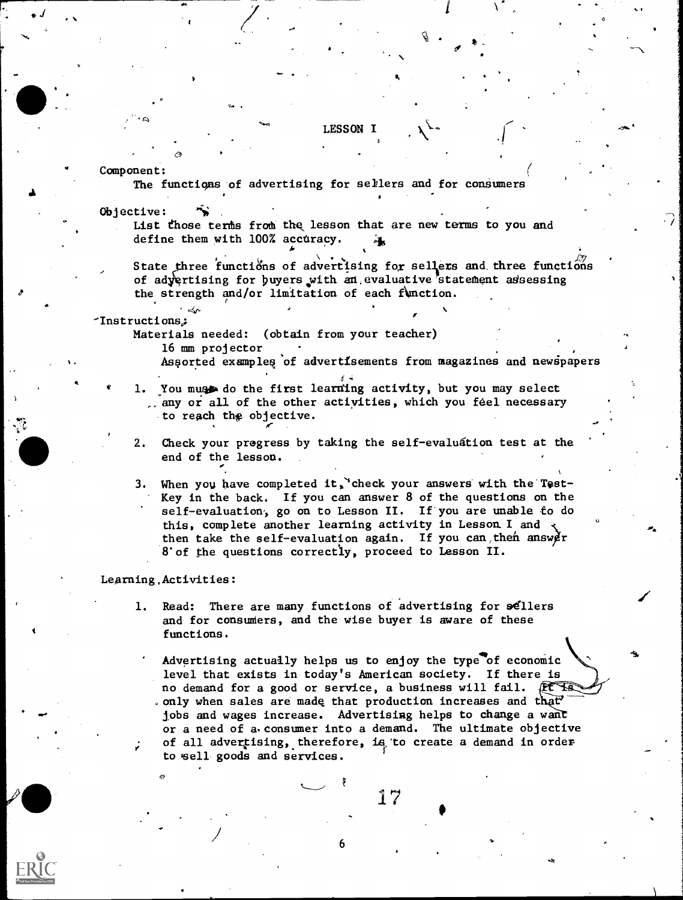# LESSON I

**Component:**

The functions of advertising for sellers and for consumers

**Objective:**

List those terms from the lesson that are new terms to you and define them with 100% accuracy.

State three functions of advertising for sellers and three functions of advertising for buyers with an evaluative statement assessing the strength and/or limitation of each function.

**Instructions:**

Materials needed: (obtain from your teacher)

16 mm projector

Assorted examples of advertisements from magazines and newspapers

1. You must do the first learning activity, but you may select any or all of the other activities, which you feel necessary to reach the objective.
2. Check your progress by taking the self-evaluation test at the end of the lesson.
3. When you have completed it, check your answers with the Test-Key in the back. If you can answer 8 of the questions on the self-evaluation, go on to Lesson II. If you are unable to do this, complete another learning activity in Lesson I and then take the self-evaluation again. If you can then answer 8 of the questions correctly, proceed to Lesson II.

**Learning Activities:**

1. Read: There are many functions of advertising for sellers and for consumers, and the wise buyer is aware of these functions.

   Advertising actually helps us to enjoy the type of economic level that exists in today's American society. If there is no demand for a good or service, a business will fail. It is only when sales are made that production increases and that jobs and wages increase. Advertising helps to change a want or a need of a consumer into a demand. The ultimate objective of all advertising, therefore, is to create a demand in order to sell goods and services.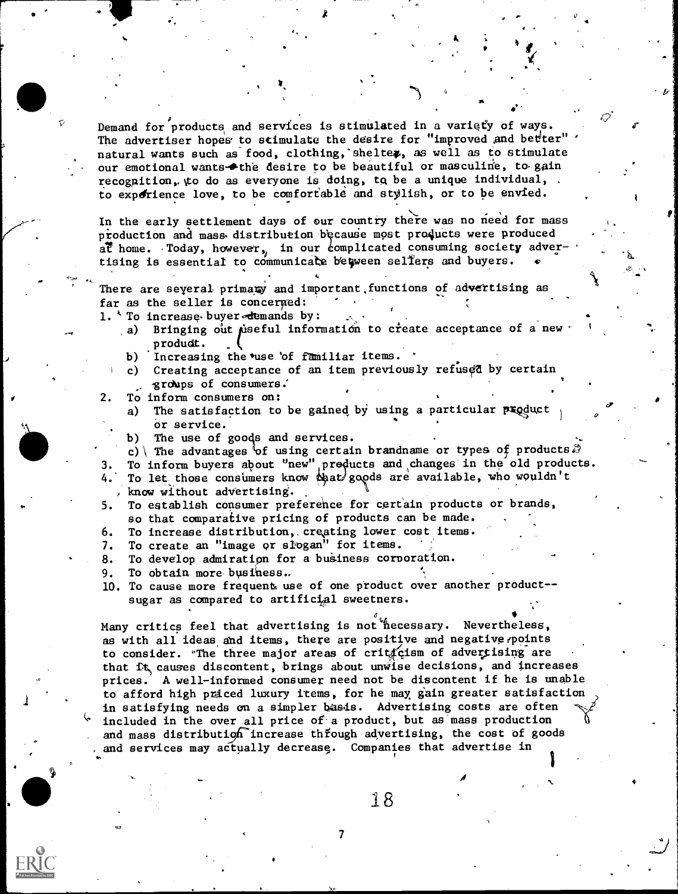Demand for products and services is stimulated in a variety of ways. The advertiser hopes to stimulate the desire for "improved and better" natural wants such as food, clothing, shelter, as well as to stimulate our emotional wants--the desire to be beautiful or masculine, to gain recognition, to do as everyone is doing, to be a unique individual, to experience love, to be comfortable and stylish, or to be envied.

In the early settlement days of our country there was no need for mass production and mass distribution because most products were produced at home. Today, however, in our complicated consuming society advertising is essential to communicate between sellers and buyers.

There are several primary and important functions of advertising as far as the seller is concerned:

1. To increase buyer demands by:
   a) Bringing out useful information to create acceptance of a new product.
   b) Increasing the use of familiar items.
   c) Creating acceptance of an item previously refused by certain groups of consumers.
2. To inform consumers on:
   a) The satisfaction to be gained by using a particular product or service.
   b) The use of goods and services.
   c) The advantages of using certain brandname or types of products.
3. To inform buyers about "new" products and changes in the old products.
4. To let those consumers know that goods are available, who wouldn't know without advertising.
5. To establish consumer preference for certain products or brands, so that comparative pricing of products can be made.
6. To increase distribution, creating lower cost items.
7. To create an "image or slogan" for items.
8. To develop admiration for a business corporation.
9. To obtain more business.
10. To cause more frequent use of one product over another product--sugar as compared to artificial sweeteners.

Many critics feel that advertising is not necessary. Nevertheless, as with all ideas and items, there are positive and negative points to consider. The three major areas of criticism of advertising are that it causes discontent, brings about unwise decisions, and increases prices. A well-informed consumer need not be discontent if he is unable to afford high priced luxury items, for he may gain greater satisfaction in satisfying needs on a simpler basis. Advertising costs are often included in the over all price of a product, but as mass production and mass distribution increase through advertising, the cost of goods and services may actually decrease. Companies that advertise in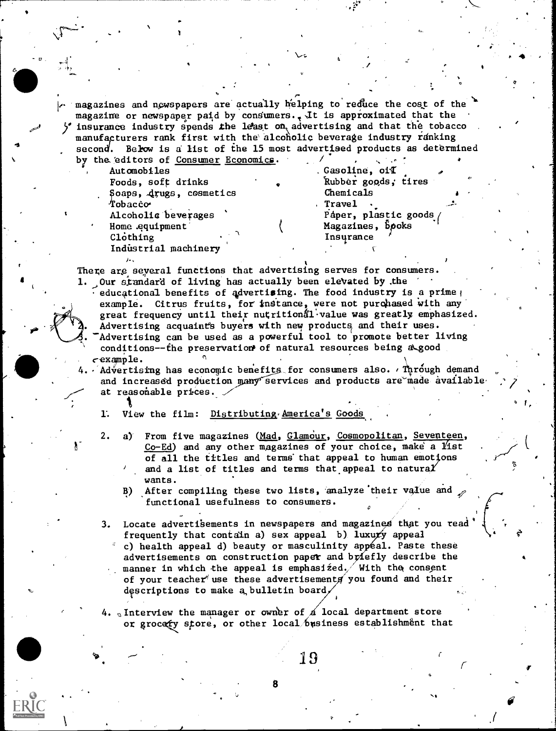magazines and newspapers are actually helping to reduce the cost of the magazine or newspaper paid by consumers. It is approximated that the insurance industry spends the least on advertising and that the tobacco manufacturers rank first with the alcoholic beverage industry ranking second. Below is a list of the 15 most advertised products as determined by the editors of Consumer Economics.

- Automobiles
- Foods, soft drinks
- Soaps, drugs, cosmetics
- Tobacco
- Alcoholic beverages
- Home equipment
- Clothing
- Industrial machinery
- Gasoline, oil
- Rubber goods, tires
- Chemicals
- Travel
- Paper, plastic goods
- Magazines, books
- Insurance

There are several functions that advertising serves for consumers.

1. Our standard of living has actually been elevated by the educational benefits of advertising. The food industry is a prime example. Citrus fruits, for instance, were not purchased with any great frequency until their nutritional value was greatly emphasized.
2. Advertising acquaints buyers with new products and their uses.
3. Advertising can be used as a powerful tool to promote better living conditions--the preservation of natural resources being a good example.
4. Advertising has economic benefits for consumers also. Through demand and increased production many services and products are made available at reasonable prices.

1. View the film: Distributing America's Goods

2. a) From five magazines (Mad, Glamour, Cosmopolitan, Seventeen, Co-Ed) and any other magazines of your choice, make a list of all the titles and terms that appeal to human emotions and a list of titles and terms that appeal to natural wants.

   B) After compiling these two lists, analyze their value and functional usefulness to consumers.

3. Locate advertisements in newspapers and magazines that you read frequently that contain a) sex appeal b) luxury appeal c) health appeal d) beauty or masculinity appeal. Paste these advertisements on construction paper and briefly describe the manner in which the appeal is emphasized. With the consent of your teacher use these advertisements you found and their descriptions to make a bulletin board.

4. Interview the manager or owner of a local department store or grocery store, or other local business establishment that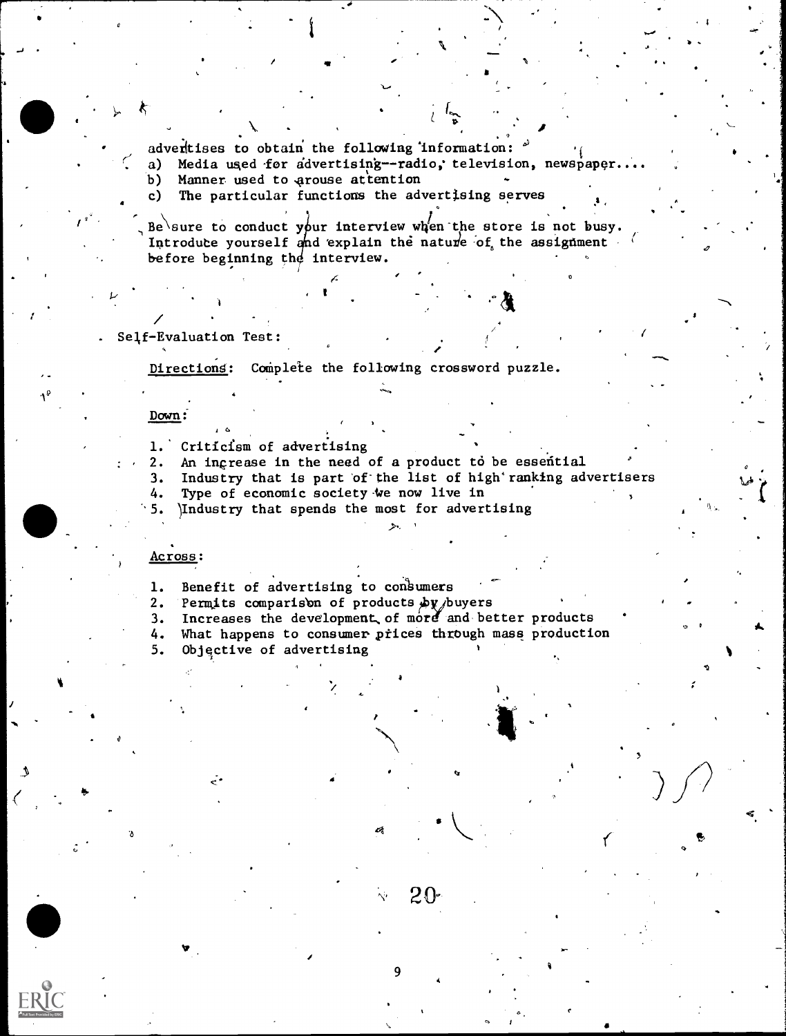advertises to obtain the following information:

a) Media used for advertising--radio, television, newspaper....
b) Manner used to arouse attention
c) The particular functions the advertising serves

Be sure to conduct your interview when the store is not busy. Introduce yourself and explain the nature of the assignment before beginning the interview.

Self-Evaluation Test:

Directions: Complete the following crossword puzzle.

Down:

1. Criticism of advertising
2. An increase in the need of a product to be essential
3. Industry that is part of the list of high ranking advertisers
4. Type of economic society we now live in
5. Industry that spends the most for advertising

Across:

1. Benefit of advertising to consumers
2. Permits comparison of products by buyers
3. Increases the development of more and better products
4. What happens to consumer prices through mass production
5. Objective of advertising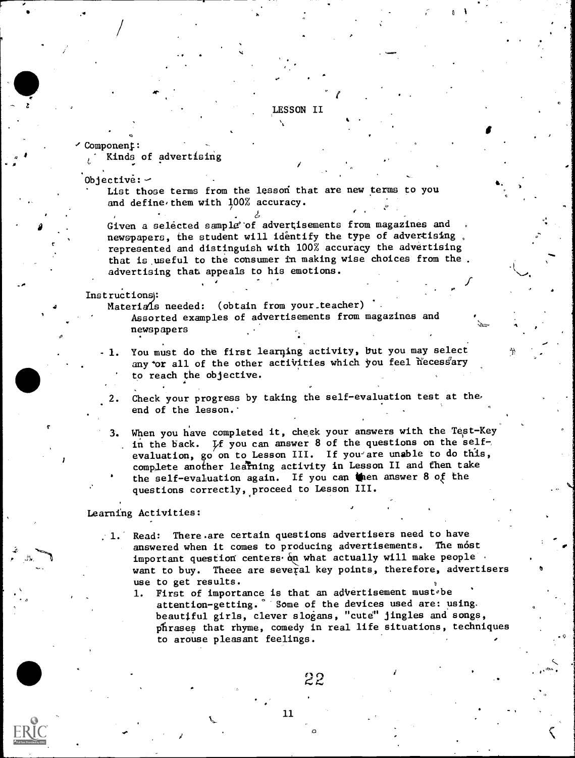# LESSON II

Component:
Kinds of advertising

Objective:
List those terms from the lesson that are new terms to you and define them with 100% accuracy.

Given a selected sample of advertisements from magazines and newspapers, the student will identify the type of advertising represented and distinguish with 100% accuracy the advertising that is useful to the consumer in making wise choices from the advertising that appeals to his emotions.

Instructions:
Materials needed: (obtain from your teacher)
Assorted examples of advertisements from magazines and newspapers

1. You must do the first learning activity, but you may select any or all of the other activities which you feel necessary to reach the objective.

2. Check your progress by taking the self-evaluation test at the end of the lesson.

3. When you have completed it, check your answers with the Test-Key in the back. If you can answer 8 of the questions on the self-evaluation, go on to Lesson III. If you are unable to do this, complete another learning activity in Lesson II and then take the self-evaluation again. If you can then answer 8 of the questions correctly, proceed to Lesson III.

Learning Activities:

1. Read: There are certain questions advertisers need to have answered when it comes to producing advertisements. The most important question centers on what actually will make people want to buy. Theee are several key points, therefore, advertisers use to get results.
   1. First of importance is that an advertisement must be attention-getting. Some of the devices used are: using beautiful girls, clever slogans, "cute" jingles and songs, phrases that rhyme, comedy in real life situations, techniques to arouse pleasant feelings.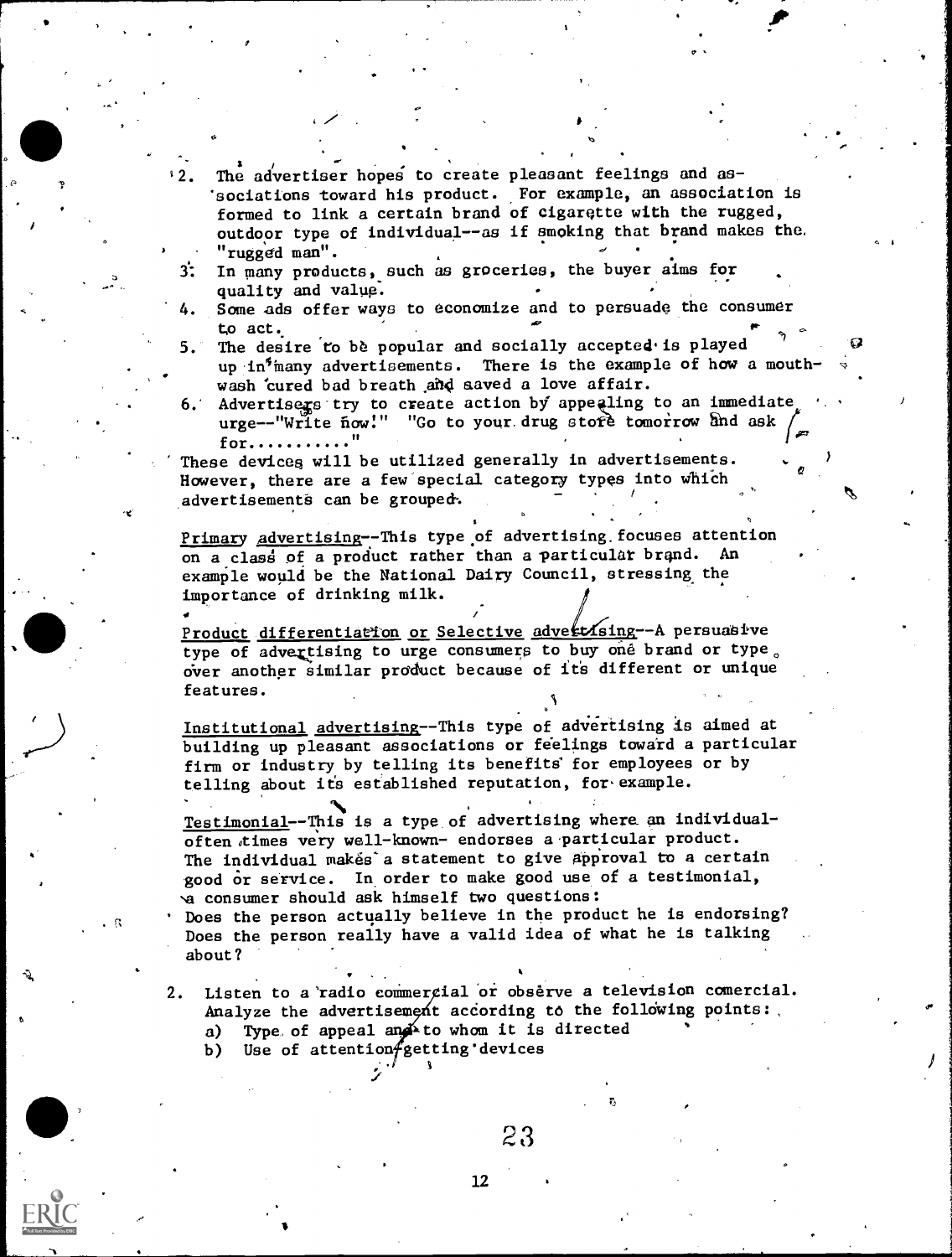2. The advertiser hopes to create pleasant feelings and associations toward his product. For example, an association is formed to link a certain brand of cigarette with the rugged, outdoor type of individual--as if smoking that brand makes the "rugged man".
3. In many products, such as groceries, the buyer aims for quality and value.
4. Some ads offer ways to economize and to persuade the consumer to act.
5. The desire to be popular and socially accepted is played up in many advertisements. There is the example of how a mouthwash cured bad breath and saved a love affair.
6. Advertisers try to create action by appealing to an immediate urge--"Write now!" "Go to your drug store tomorrow and ask for.........."

These devices will be utilized generally in advertisements. However, there are a few special category types into which advertisements can be grouped.

Primary advertising--This type of advertising focuses attention on a class of a product rather than a particular brand. An example would be the National Dairy Council, stressing the importance of drinking milk.

Product differentiation or Selective advertising--A persuasive type of advertising to urge consumers to buy one brand or type over another similar product because of its different or unique features.

Institutional advertising--This type of advertising is aimed at building up pleasant associations or feelings toward a particular firm or industry by telling its benefits for employees or by telling about its established reputation, for example.

Testimonial--This is a type of advertising where an individual-often times very well-known- endorses a particular product. The individual makes a statement to give approval to a certain good or service. In order to make good use of a testimonial, a consumer should ask himself two questions:

Does the person actually believe in the product he is endorsing?
Does the person really have a valid idea of what he is talking about?

2. Listen to a radio commercial or observe a television comercial. Analyze the advertisement according to the following points:
   a) Type of appeal and to whom it is directed
   b) Use of attention-getting devices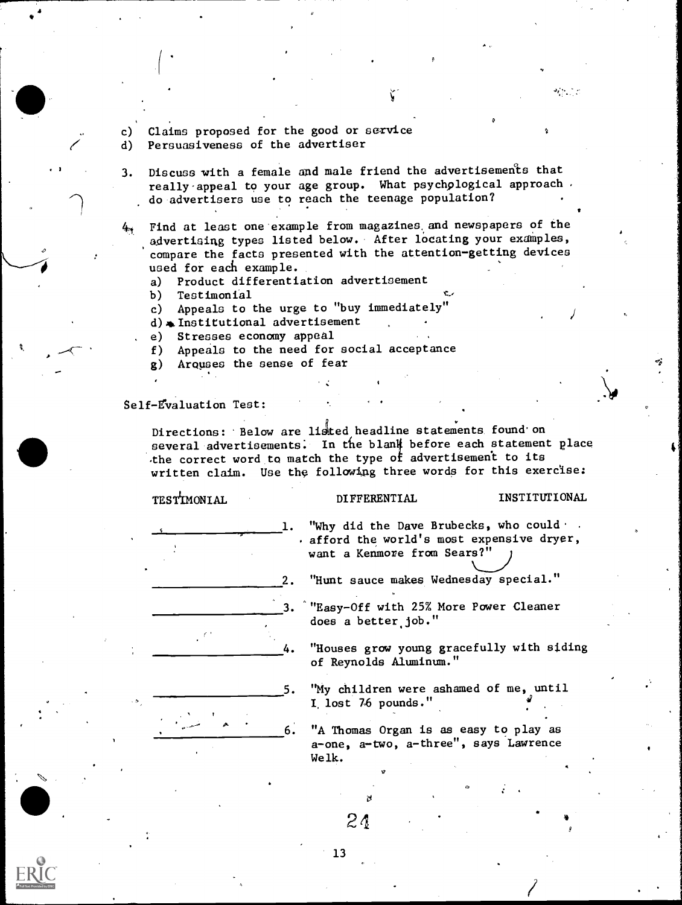c) Claims proposed for the good or service
d) Persuasiveness of the advertiser

3. Discuss with a female and male friend the advertisements that really appeal to your age group. What psychological approach do advertisers use to reach the teenage population?

4. Find at least one example from magazines and newspapers of the advertising types listed below. After locating your examples, compare the facts presented with the attention-getting devices used for each example.
   a) Product differentiation advertisement
   b) Testimonial
   c) Appeals to the urge to "buy immediately"
   d) Institutional advertisement
   e) Stresses economy appeal
   f) Appeals to the need for social acceptance
   g) Arouses the sense of fear

Self-Evaluation Test:

Directions: Below are listed headline statements found on several advertisements. In the blank before each statement place the correct word to match the type of advertisement to its written claim. Use the following three words for this exercise:

TESTIMONIAL DIFFERENTIAL INSTITUTIONAL

_______________ 1. "Why did the Dave Brubecks, who could afford the world's most expensive dryer, want a Kenmore from Sears?"

_______________ 2. "Hunt sauce makes Wednesday special."

_______________ 3. "Easy-Off with 25% More Power Cleaner does a better job."

_______________ 4. "Houses grow young gracefully with siding of Reynolds Aluminum."

_______________ 5. "My children were ashamed of me, until I lost 76 pounds."

_______________ 6. "A Thomas Organ is as easy to play as a-one, a-two, a-three", says Lawrence Welk.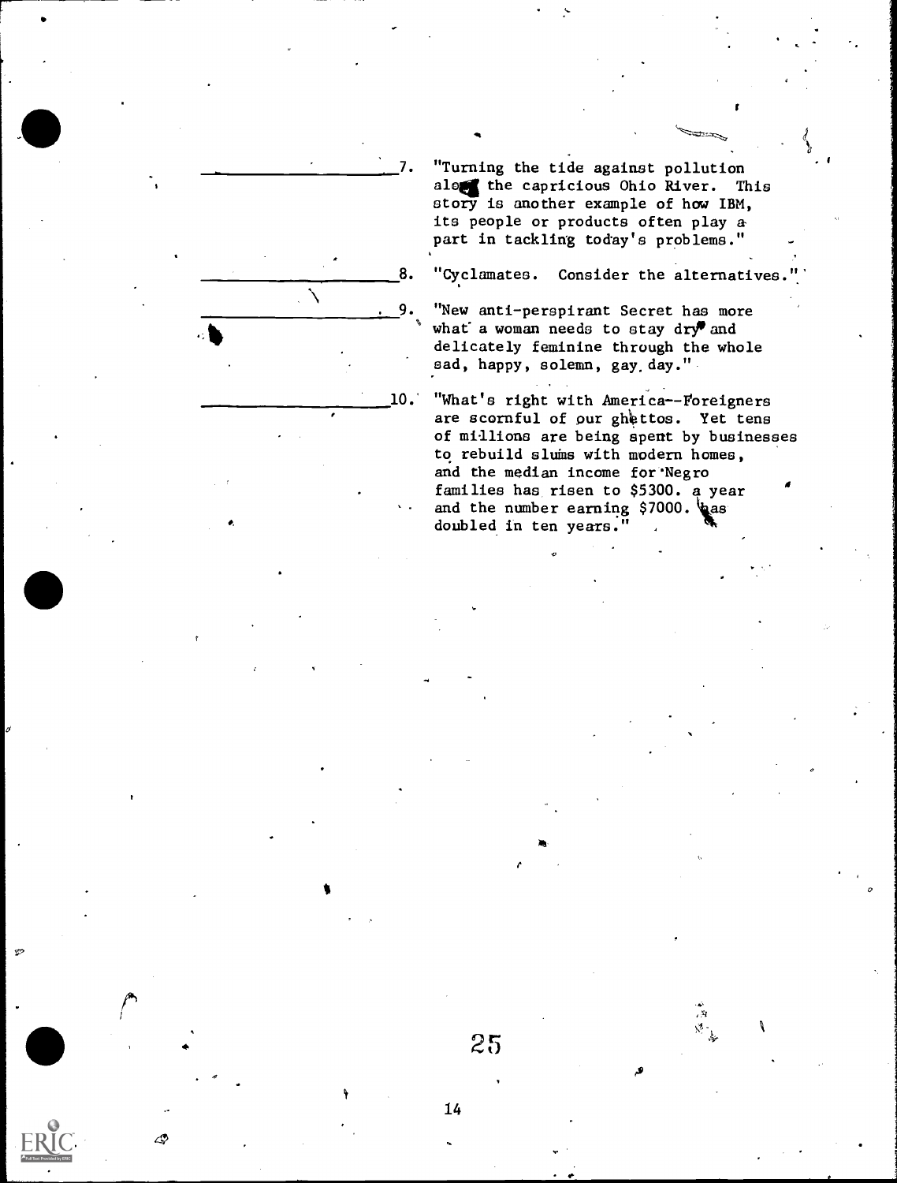\_\_\_\_\_\_\_\_\_\_\_\_\_\_\_\_\_\_ 7. "Turning the tide against pollution along the capricious Ohio River. This story is another example of how IBM, its people or products often play a part in tackling today's problems."

\_\_\_\_\_\_\_\_\_\_\_\_\_\_\_\_\_\_ 8. "Cyclamates. Consider the alternatives."

\_\_\_\_\_\_\_\_\_\_\_\_\_\_\_\_\_\_ 9. "New anti-perspirant Secret has more what a woman needs to stay dry and delicately feminine through the whole sad, happy, solemn, gay day."

\_\_\_\_\_\_\_\_\_\_\_\_\_\_\_\_\_\_ 10. "What's right with America--Foreigners are scornful of our ghettos. Yet tens of millions are being spent by businesses to rebuild slums with modern homes, and the median income for Negro families has risen to \$5300. a year and the number earning \$7000. has doubled in ten years."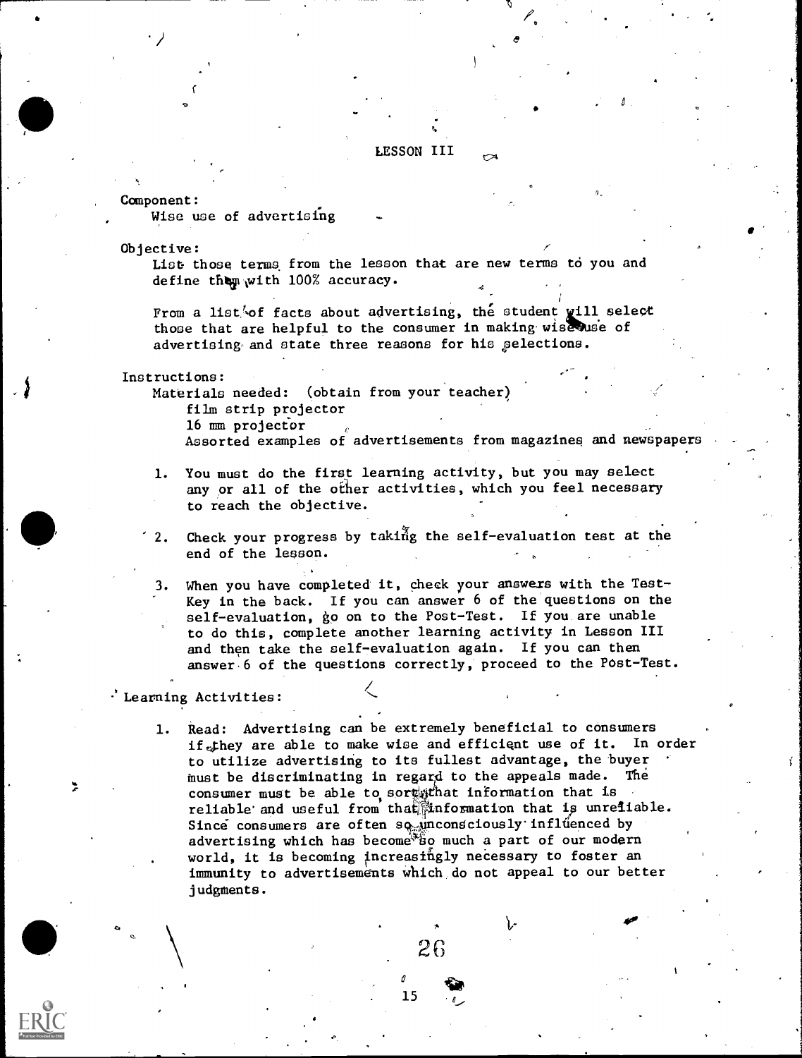# LESSON III

Component:
Wise use of advertising

Objective:
List those terms from the lesson that are new terms to you and define them with 100% accuracy.

From a list of facts about advertising, the student will select those that are helpful to the consumer in making wise use of advertising and state three reasons for his selections.

Instructions:
Materials needed: (obtain from your teacher)
film strip projector
16 mm projector
Assorted examples of advertisements from magazines and newspapers

1. You must do the first learning activity, but you may select any or all of the other activities, which you feel necessary to reach the objective.

2. Check your progress by taking the self-evaluation test at the end of the lesson.

3. When you have completed it, check your answers with the Test-Key in the back. If you can answer 6 of the questions on the self-evaluation, go on to the Post-Test. If you are unable to do this, complete another learning activity in Lesson III and then take the self-evaluation again. If you can then answer 6 of the questions correctly, proceed to the Post-Test.

Learning Activities:

1. Read: Advertising can be extremely beneficial to consumers if they are able to make wise and efficient use of it. In order to utilize advertising to its fullest advantage, the buyer must be discriminating in regard to the appeals made. The consumer must be able to sort that information that is reliable and useful from that information that is unreliable. Since consumers are often so unconsciously influenced by advertising which has become so much a part of our modern world, it is becoming increasingly necessary to foster an immunity to advertisements which do not appeal to our better judgments.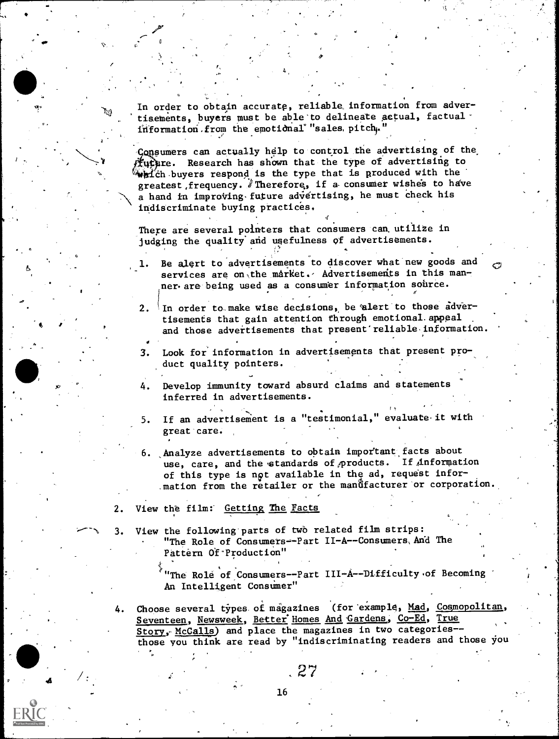In order to obtain accurate, reliable information from advertisements, buyers must be able to delineate actual, factual information from the emotional "sales pitch."

Consumers can actually help to control the advertising of the future. Research has shown that the type of advertising to which buyers respond is the type that is produced with the greatest frequency. Therefore, if a consumer wishes to have a hand in improving future advertising, he must check his indiscriminate buying practices.

There are several pointers that consumers can utilize in judging the quality and usefulness of advertisements.

1. Be alert to advertisements to discover what new goods and services are on the market. Advertisements in this manner are being used as a consumer information source.

2. In order to make wise decisions, be alert to those advertisements that gain attention through emotional appeal and those advertisements that present reliable information.

3. Look for information in advertisements that present product quality pointers.

4. Develop immunity toward absurd claims and statements inferred in advertisements.

5. If an advertisement is a "testimonial," evaluate it with great care.

6. Analyze advertisements to obtain important facts about use, care, and the standards of products. If information of this type is not available in the ad, request information from the retailer or the manufacturer or corporation.

2. View the film: Getting The Facts

3. View the following parts of two related film strips:
   - "The Role of Consumers--Part II-A--Consumers And The Pattern Of Production"
   - "The Role of Consumers--Part III-A--Difficulty of Becoming An Intelligent Consumer"

4. Choose several types of magazines (for example, Mad, Cosmopolitan, Seventeen, Newsweek, Better Homes And Gardens, Co-Ed, True Story, McCalls) and place the magazines in two categories--those you think are read by "indiscriminating readers and those you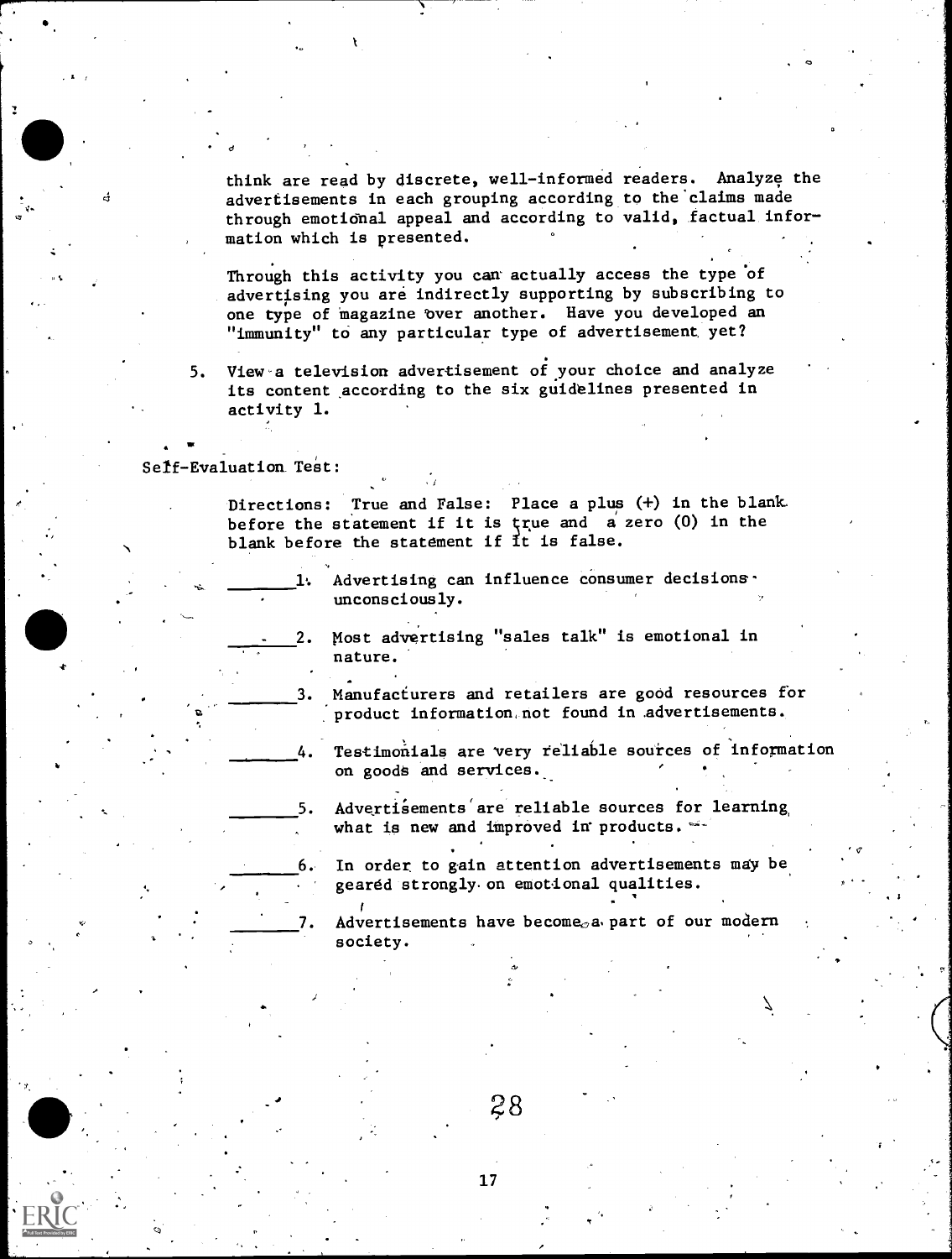think are read by discrete, well-informed readers. Analyze the advertisements in each grouping according to the claims made through emotional appeal and according to valid, factual information which is presented.

Through this activity you can actually access the type of advertising you are indirectly supporting by subscribing to one type of magazine over another. Have you developed an "immunity" to any particular type of advertisement yet?

5. View a television advertisement of your choice and analyze its content according to the six guidelines presented in activity 1.

Self-Evaluation Test:

Directions: True and False: Place a plus (+) in the blank before the statement if it is true and a zero (0) in the blank before the statement if it is false.

_______1. Advertising can influence consumer decisions unconsciously.

_______2. Most advertising "sales talk" is emotional in nature.

_______3. Manufacturers and retailers are good resources for product information not found in advertisements.

_______4. Testimonials are very reliable sources of information on goods and services.

_______5. Advertisements are reliable sources for learning what is new and improved in products.

_______6. In order to gain attention advertisements may be geared strongly on emotional qualities.

_______7. Advertisements have become a part of our modern society.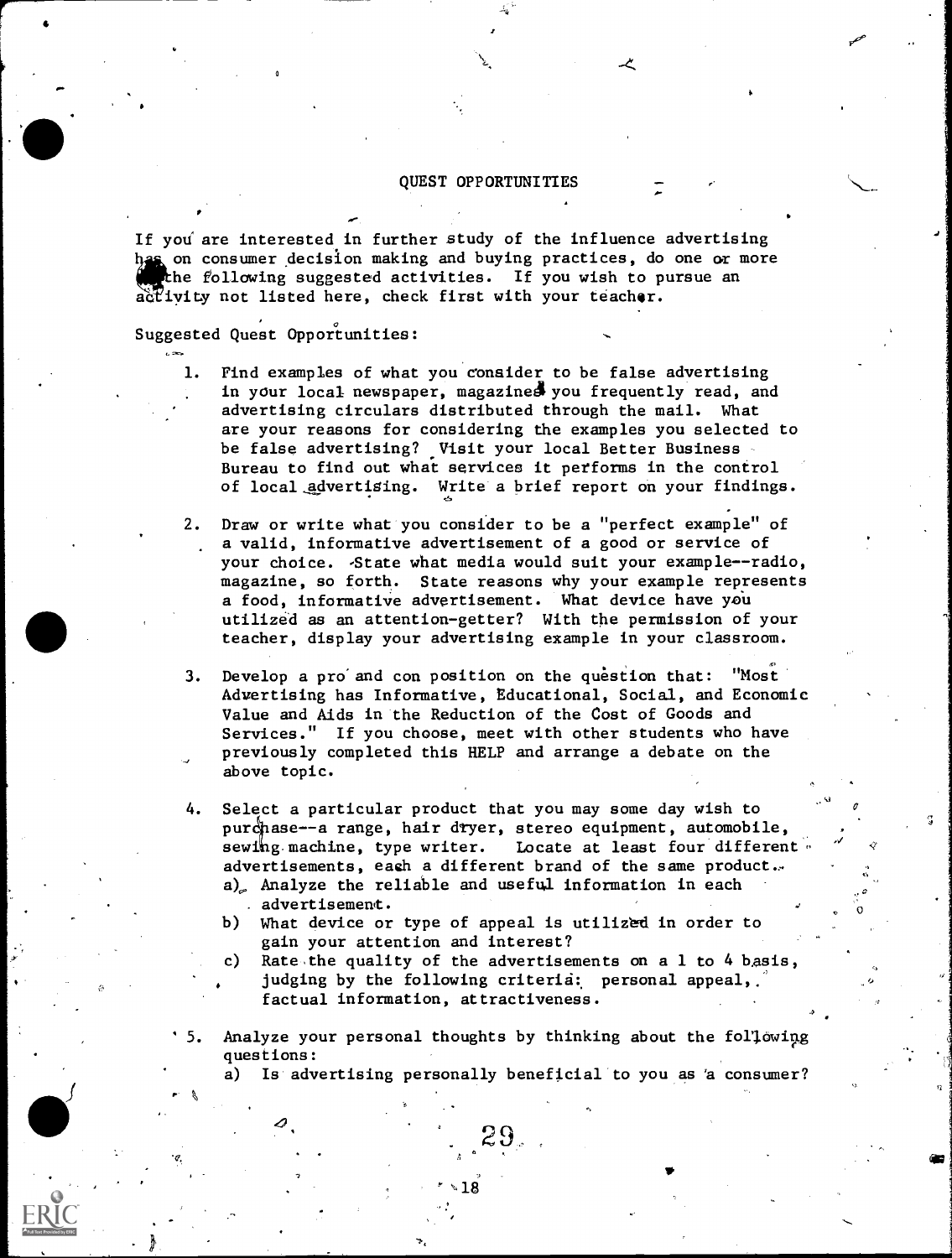## QUEST OPPORTUNITIES

If you are interested in further study of the influence advertising has on consumer decision making and buying practices, do one or more of the following suggested activities. If you wish to pursue an activity not listed here, check first with your teacher.

Suggested Quest Opportunities:

1. Find examples of what you consider to be false advertising in your local newspaper, magazines you frequently read, and advertising circulars distributed through the mail. What are your reasons for considering the examples you selected to be false advertising? Visit your local Better Business Bureau to find out what services it performs in the control of local advertising. Write a brief report on your findings.

2. Draw or write what you consider to be a "perfect example" of a valid, informative advertisement of a good or service of your choice. State what media would suit your example--radio, magazine, so forth. State reasons why your example represents a food, informative advertisement. What device have you utilized as an attention-getter? With the permission of your teacher, display your advertising example in your classroom.

3. Develop a pro and con position on the question that: "Most Advertising has Informative, Educational, Social, and Economic Value and Aids in the Reduction of the Cost of Goods and Services." If you choose, meet with other students who have previously completed this HELP and arrange a debate on the above topic.

4. Select a particular product that you may some day wish to purchase--a range, hair dryer, stereo equipment, automobile, sewing machine, type writer. Locate at least four different advertisements, each a different brand of the same product.
   a) Analyze the reliable and useful information in each advertisement.
   b) What device or type of appeal is utilized in order to gain your attention and interest?
   c) Rate the quality of the advertisements on a 1 to 4 basis, judging by the following criteria: personal appeal, factual information, attractiveness.

5. Analyze your personal thoughts by thinking about the following questions:
   a) Is advertising personally beneficial to you as a consumer?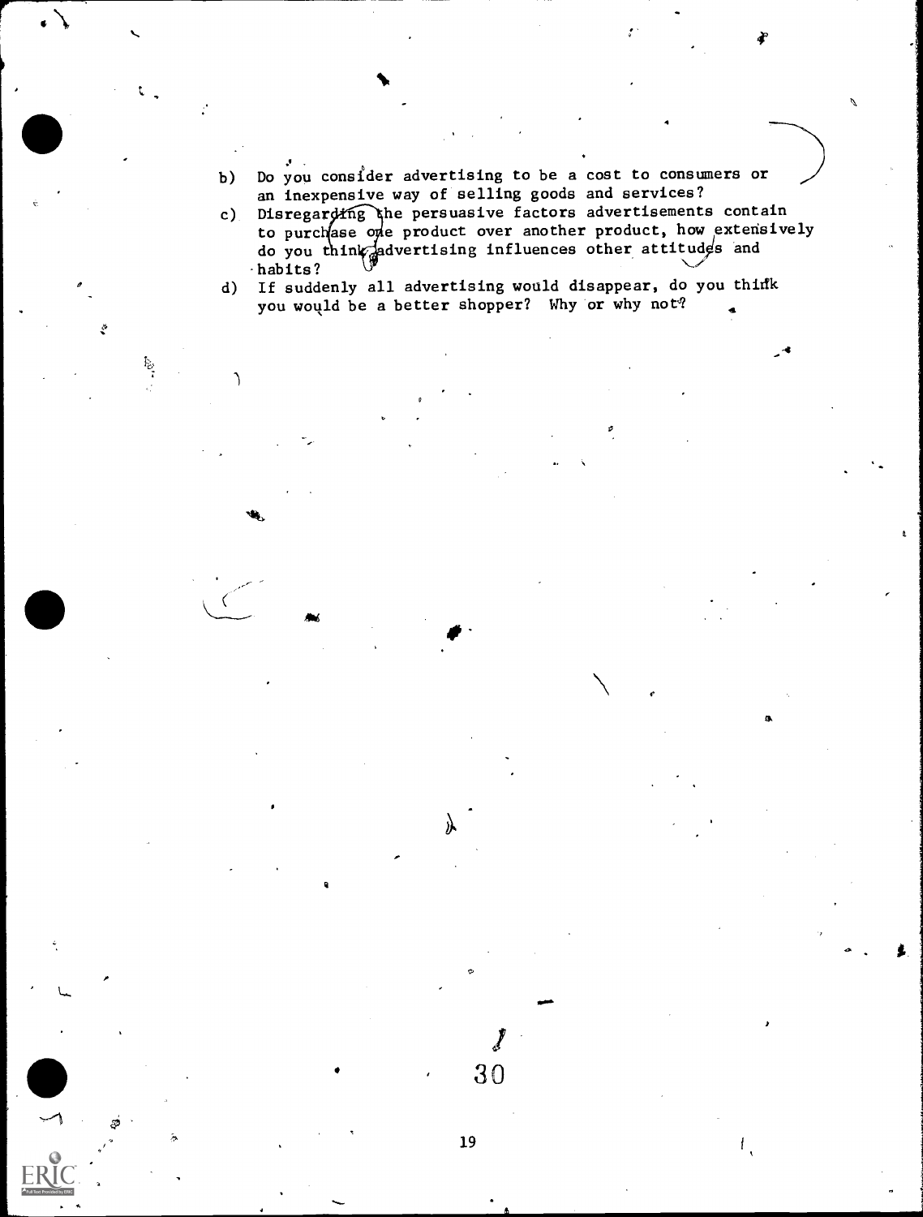b) Do you consider advertising to be a cost to consumers or an inexpensive way of selling goods and services?

c) Disregarding the persuasive factors advertisements contain to purchase one product over another product, how extensively do you think advertising influences other attitudes and habits?

d) If suddenly all advertising would disappear, do you think you would be a better shopper? Why or why not?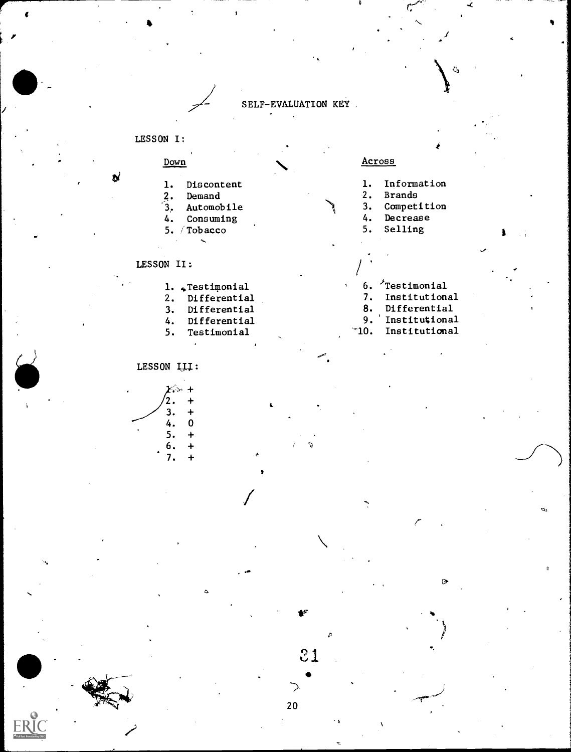# SELF-EVALUATION KEY

## LESSON I:

| Down | Across |
|---|---|
| 1. Discontent | 1. Information |
| 2. Demand | 2. Brands |
| 3. Automobile | 3. Competition |
| 4. Consuming | 4. Decrease |
| 5. Tobacco | 5. Selling |

## LESSON II:

1. Testimonial
2. Differential
3. Differential
4. Differential
5. Testimonial
6. Testimonial
7. Institutional
8. Differential
9. Institutional
10. Institutional

## LESSON III:

1. +
2. +
3. +
4. 0
5. +
6. +
7. +